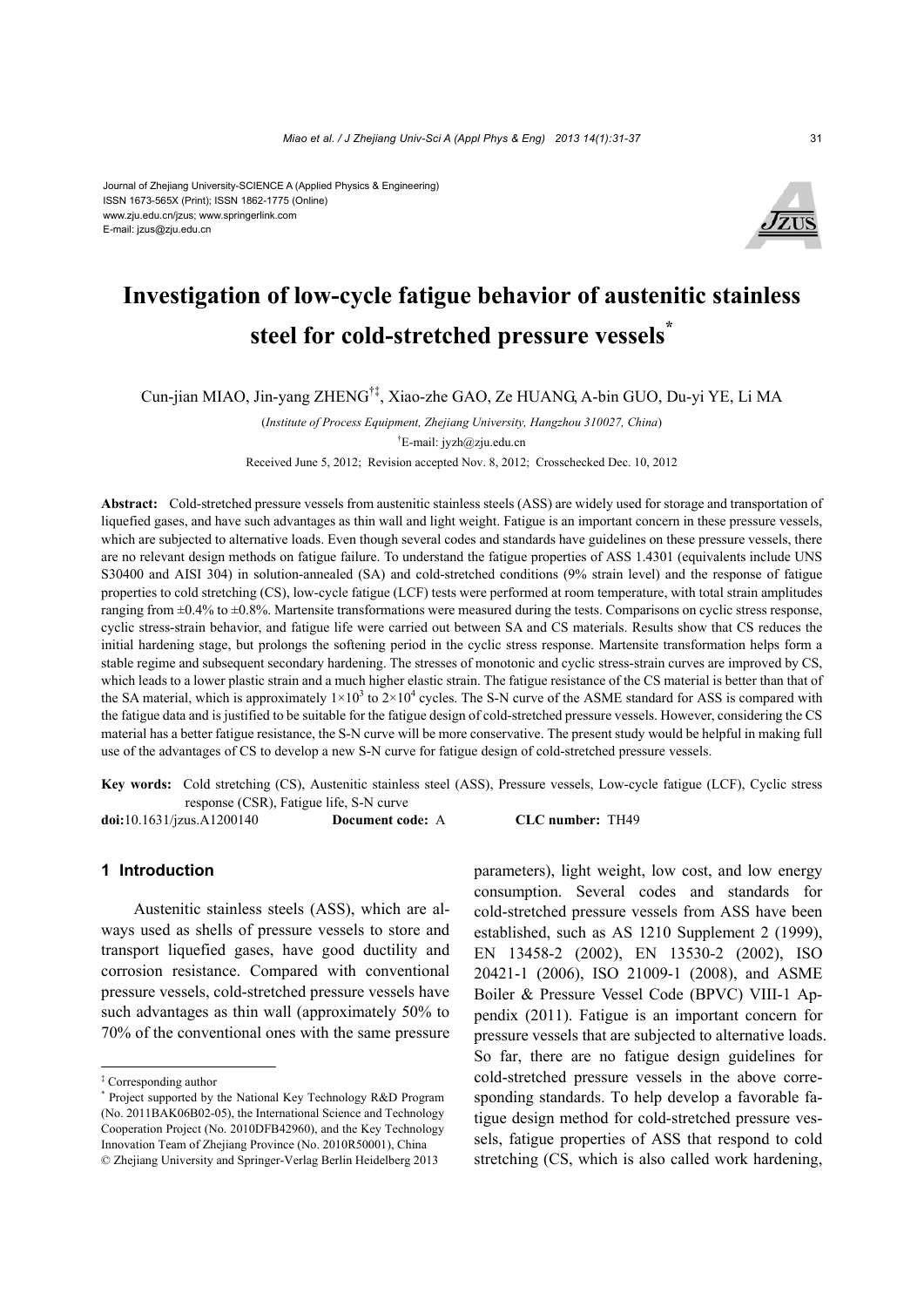Journal of Zhejiang University-SCIENCE A (Applied Physics & Engineering)
ISSN 1673-565X (Print); ISSN 1862-1775 (Online)
www.zju.edu.cn/jzus; www.springerlink.com
E-mail: jzus@zju.edu.cn

# Investigation of low-cycle fatigue behavior of austenitic stainless steel for cold-stretched pressure vessels*

Cun-jian MIAO, Jin-yang ZHENG†‡, Xiao-zhe GAO, Ze HUANG, A-bin GUO, Du-yi YE, Li MA

(*Institute of Process Equipment, Zhejiang University, Hangzhou 310027, China*)

†E-mail: jyzh@zju.edu.cn

Received June 5, 2012; Revision accepted Nov. 8, 2012; Crosschecked Dec. 10, 2012

**Abstract:** Cold-stretched pressure vessels from austenitic stainless steels (ASS) are widely used for storage and transportation of liquefied gases, and have such advantages as thin wall and light weight. Fatigue is an important concern in these pressure vessels, which are subjected to alternative loads. Even though several codes and standards have guidelines on these pressure vessels, there are no relevant design methods on fatigue failure. To understand the fatigue properties of ASS 1.4301 (equivalents include UNS S30400 and AISI 304) in solution-annealed (SA) and cold-stretched conditions (9% strain level) and the response of fatigue properties to cold stretching (CS), low-cycle fatigue (LCF) tests were performed at room temperature, with total strain amplitudes ranging from ±0.4% to ±0.8%. Martensite transformations were measured during the tests. Comparisons on cyclic stress response, cyclic stress-strain behavior, and fatigue life were carried out between SA and CS materials. Results show that CS reduces the initial hardening stage, but prolongs the softening period in the cyclic stress response. Martensite transformation helps form a stable regime and subsequent secondary hardening. The stresses of monotonic and cyclic stress-strain curves are improved by CS, which leads to a lower plastic strain and a much higher elastic strain. The fatigue resistance of the CS material is better than that of the SA material, which is approximately $1\times10^3$ to $2\times10^4$ cycles. The S-N curve of the ASME standard for ASS is compared with the fatigue data and is justified to be suitable for the fatigue design of cold-stretched pressure vessels. However, considering the CS material has a better fatigue resistance, the S-N curve will be more conservative. The present study would be helpful in making full use of the advantages of CS to develop a new S-N curve for fatigue design of cold-stretched pressure vessels.

**Key words:** Cold stretching (CS), Austenitic stainless steel (ASS), Pressure vessels, Low-cycle fatigue (LCF), Cyclic stress response (CSR), Fatigue life, S-N curve

**doi:**10.1631/jzus.A1200140 **Document code:** A **CLC number:** TH49

## 1 Introduction

Austenitic stainless steels (ASS), which are always used as shells of pressure vessels to store and transport liquefied gases, have good ductility and corrosion resistance. Compared with conventional pressure vessels, cold-stretched pressure vessels have such advantages as thin wall (approximately 50% to 70% of the conventional ones with the same pressure parameters), light weight, low cost, and low energy consumption. Several codes and standards for cold-stretched pressure vessels from ASS have been established, such as AS 1210 Supplement 2 (1999), EN 13458-2 (2002), EN 13530-2 (2002), ISO 20421-1 (2006), ISO 21009-1 (2008), and ASME Boiler & Pressure Vessel Code (BPVC) VIII-1 Appendix (2011). Fatigue is an important concern for pressure vessels that are subjected to alternative loads. So far, there are no fatigue design guidelines for cold-stretched pressure vessels in the above corresponding standards. To help develop a favorable fatigue design method for cold-stretched pressure vessels, fatigue properties of ASS that respond to cold stretching (CS, which is also called work hardening,

‡ Corresponding author

* Project supported by the National Key Technology R&D Program (No. 2011BAK06B02-05), the International Science and Technology Cooperation Project (No. 2010DFB42960), and the Key Technology Innovation Team of Zhejiang Province (No. 2010R50001), China

© Zhejiang University and Springer-Verlag Berlin Heidelberg 2013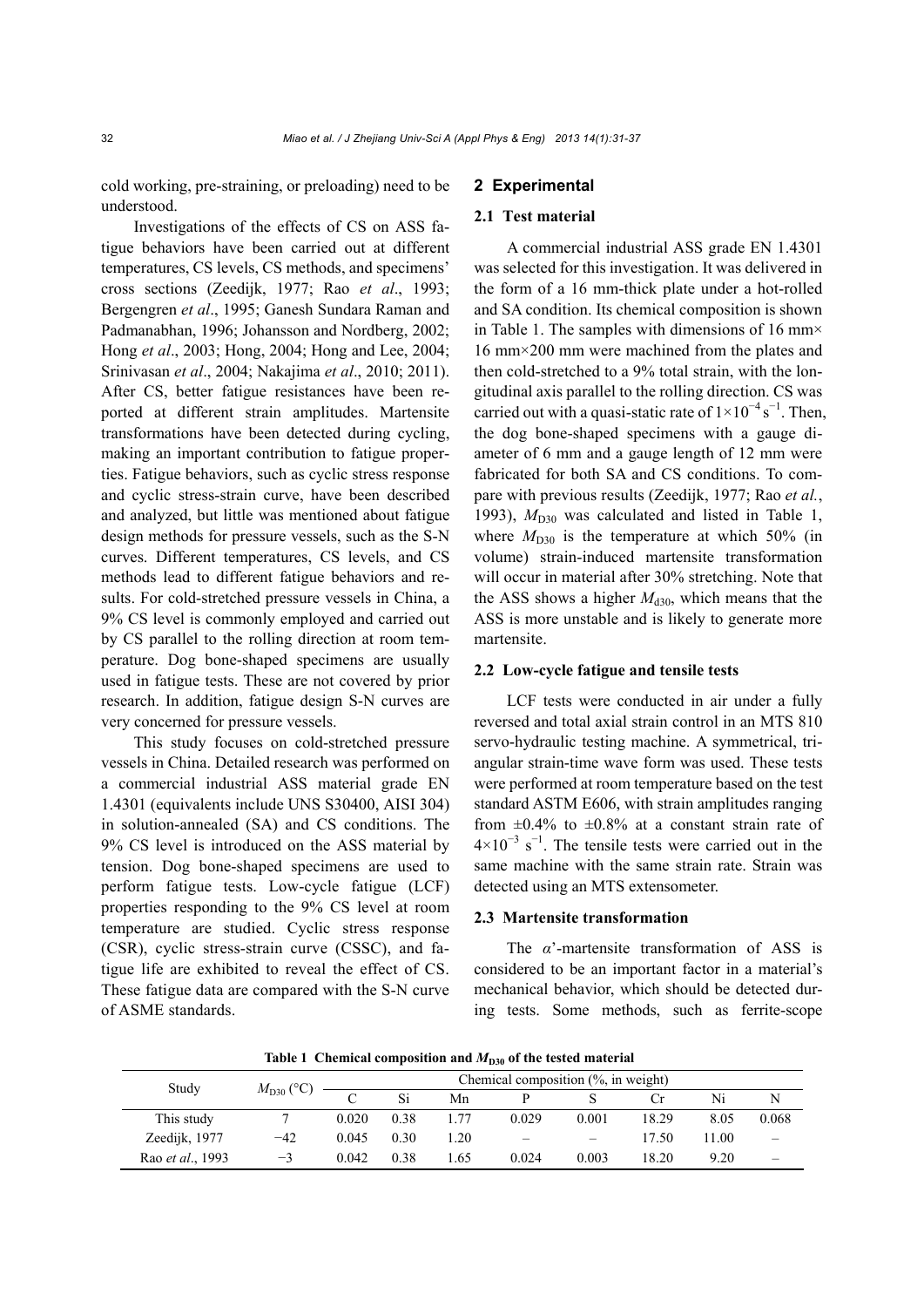cold working, pre-straining, or preloading) need to be understood.

Investigations of the effects of CS on ASS fatigue behaviors have been carried out at different temperatures, CS levels, CS methods, and specimens' cross sections (Zeedijk, 1977; Rao *et al*., 1993; Bergengren *et al*., 1995; Ganesh Sundara Raman and Padmanabhan, 1996; Johansson and Nordberg, 2002; Hong *et al*., 2003; Hong, 2004; Hong and Lee, 2004; Srinivasan *et al*., 2004; Nakajima *et al*., 2010; 2011). After CS, better fatigue resistances have been reported at different strain amplitudes. Martensite transformations have been detected during cycling, making an important contribution to fatigue properties. Fatigue behaviors, such as cyclic stress response and cyclic stress-strain curve, have been described and analyzed, but little was mentioned about fatigue design methods for pressure vessels, such as the S-N curves. Different temperatures, CS levels, and CS methods lead to different fatigue behaviors and results. For cold-stretched pressure vessels in China, a 9% CS level is commonly employed and carried out by CS parallel to the rolling direction at room temperature. Dog bone-shaped specimens are usually used in fatigue tests. These are not covered by prior research. In addition, fatigue design S-N curves are very concerned for pressure vessels.

This study focuses on cold-stretched pressure vessels in China. Detailed research was performed on a commercial industrial ASS material grade EN 1.4301 (equivalents include UNS S30400, AISI 304) in solution-annealed (SA) and CS conditions. The 9% CS level is introduced on the ASS material by tension. Dog bone-shaped specimens are used to perform fatigue tests. Low-cycle fatigue (LCF) properties responding to the 9% CS level at room temperature are studied. Cyclic stress response (CSR), cyclic stress-strain curve (CSSC), and fatigue life are exhibited to reveal the effect of CS. These fatigue data are compared with the S-N curve of ASME standards.

## 2 Experimental

### 2.1 Test material

A commercial industrial ASS grade EN 1.4301 was selected for this investigation. It was delivered in the form of a 16 mm-thick plate under a hot-rolled and SA condition. Its chemical composition is shown in Table 1. The samples with dimensions of 16 mm× 16 mm×200 mm were machined from the plates and then cold-stretched to a 9% total strain, with the longitudinal axis parallel to the rolling direction. CS was carried out with a quasi-static rate of $1\times10^{-4}$ s$^{-1}$. Then, the dog bone-shaped specimens with a gauge diameter of 6 mm and a gauge length of 12 mm were fabricated for both SA and CS conditions. To compare with previous results (Zeedijk, 1977; Rao *et al.*, 1993), $M_{D30}$ was calculated and listed in Table 1, where $M_{D30}$ is the temperature at which 50% (in volume) strain-induced martensite transformation will occur in material after 30% stretching. Note that the ASS shows a higher $M_{d30}$, which means that the ASS is more unstable and is likely to generate more martensite.

### 2.2 Low-cycle fatigue and tensile tests

LCF tests were conducted in air under a fully reversed and total axial strain control in an MTS 810 servo-hydraulic testing machine. A symmetrical, triangular strain-time wave form was used. These tests were performed at room temperature based on the test standard ASTM E606, with strain amplitudes ranging from ±0.4% to ±0.8% at a constant strain rate of $4\times10^{-3}$ s$^{-1}$. The tensile tests were carried out in the same machine with the same strain rate. Strain was detected using an MTS extensometer.

### 2.3 Martensite transformation

The *α*'-martensite transformation of ASS is considered to be an important factor in a material's mechanical behavior, which should be detected during tests. Some methods, such as ferrite-scope

**Table 1 Chemical composition and $M_{D30}$ of the tested material**

| Study | $M_{D30}$ (°C) | Chemical composition (%, in weight) | | | | | | | |
|---|---|---|---|---|---|---|---|---|---|
| | | C | Si | Mn | P | S | Cr | Ni | N |
| This study | 7 | 0.020 | 0.38 | 1.77 | 0.029 | 0.001 | 18.29 | 8.05 | 0.068 |
| Zeedijk, 1977 | −42 | 0.045 | 0.30 | 1.20 | – | – | 17.50 | 11.00 | – |
| Rao *et al*., 1993 | −3 | 0.042 | 0.38 | 1.65 | 0.024 | 0.003 | 18.20 | 9.20 | – |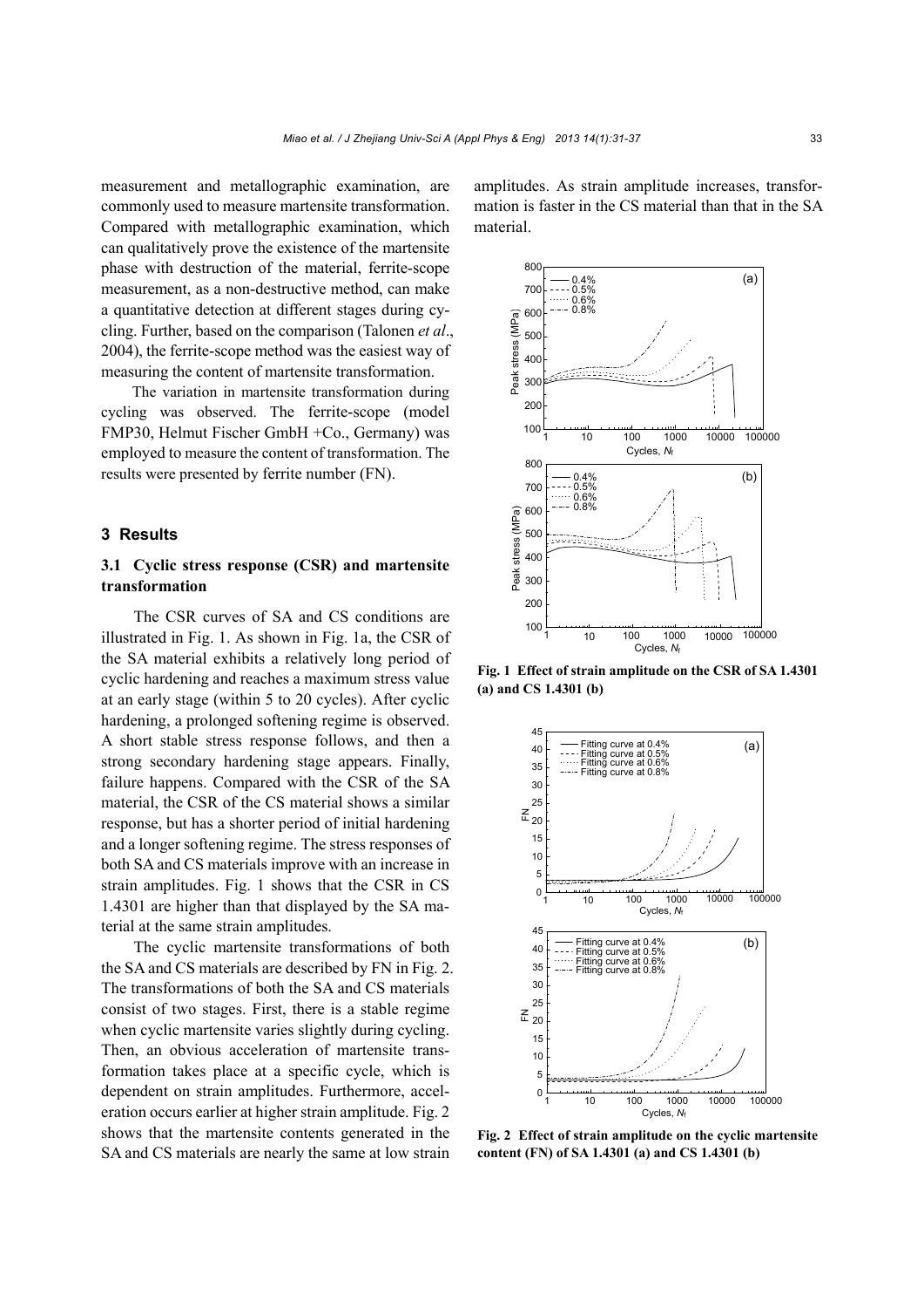measurement and metallographic examination, are commonly used to measure martensite transformation. Compared with metallographic examination, which can qualitatively prove the existence of the martensite phase with destruction of the material, ferrite-scope measurement, as a non-destructive method, can make a quantitative detection at different stages during cycling. Further, based on the comparison (Talonen *et al*., 2004), the ferrite-scope method was the easiest way of measuring the content of martensite transformation.

The variation in martensite transformation during cycling was observed. The ferrite-scope (model FMP30, Helmut Fischer GmbH +Co., Germany) was employed to measure the content of transformation. The results were presented by ferrite number (FN).

## 3 Results

### 3.1 Cyclic stress response (CSR) and martensite transformation

The CSR curves of SA and CS conditions are illustrated in Fig. 1. As shown in Fig. 1a, the CSR of the SA material exhibits a relatively long period of cyclic hardening and reaches a maximum stress value at an early stage (within 5 to 20 cycles). After cyclic hardening, a prolonged softening regime is observed. A short stable stress response follows, and then a strong secondary hardening stage appears. Finally, failure happens. Compared with the CSR of the SA material, the CSR of the CS material shows a similar response, but has a shorter period of initial hardening and a longer softening regime. The stress responses of both SA and CS materials improve with an increase in strain amplitudes. Fig. 1 shows that the CSR in CS 1.4301 are higher than that displayed by the SA material at the same strain amplitudes.

The cyclic martensite transformations of both the SA and CS materials are described by FN in Fig. 2. The transformations of both the SA and CS materials consist of two stages. First, there is a stable regime when cyclic martensite varies slightly during cycling. Then, an obvious acceleration of martensite transformation takes place at a specific cycle, which is dependent on strain amplitudes. Furthermore, acceleration occurs earlier at higher strain amplitude. Fig. 2 shows that the martensite contents generated in the SA and CS materials are nearly the same at low strain amplitudes. As strain amplitude increases, transformation is faster in the CS material than that in the SA material.

**Fig. 1 Effect of strain amplitude on the CSR of SA 1.4301 (a) and CS 1.4301 (b)**

**Fig. 2 Effect of strain amplitude on the cyclic martensite content (FN) of SA 1.4301 (a) and CS 1.4301 (b)**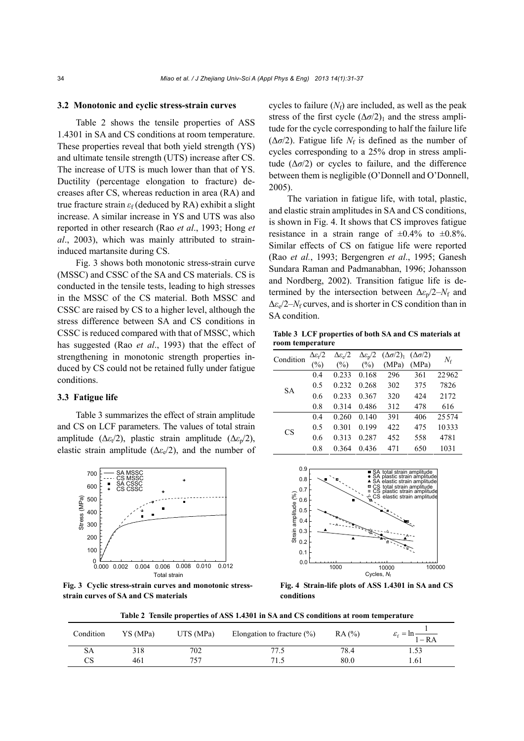### 3.2 Monotonic and cyclic stress-strain curves

Table 2 shows the tensile properties of ASS 1.4301 in SA and CS conditions at room temperature. These properties reveal that both yield strength (YS) and ultimate tensile strength (UTS) increase after CS. The increase of UTS is much lower than that of YS. Ductility (percentage elongation to fracture) decreases after CS, whereas reduction in area (RA) and true fracture strain $\varepsilon_f$ (deduced by RA) exhibit a slight increase. A similar increase in YS and UTS was also reported in other research (Rao *et al*., 1993; Hong *et al*., 2003), which was mainly attributed to strain-induced martensite during CS.

Fig. 3 shows both monotonic stress-strain curve (MSSC) and CSSC of the SA and CS materials. CS is conducted in the tensile tests, leading to high stresses in the MSSC of the CS material. Both MSSC and CSSC are raised by CS to a higher level, although the stress difference between SA and CS conditions in CSSC is reduced compared with that of MSSC, which has suggested (Rao *et al*., 1993) that the effect of strengthening in monotonic strength properties induced by CS could not be retained fully under fatigue conditions.

### 3.3 Fatigue life

Table 3 summarizes the effect of strain amplitude and CS on LCF parameters. The values of total strain amplitude ($\Delta\varepsilon_t/2$), plastic strain amplitude ($\Delta\varepsilon_p/2$), elastic strain amplitude ($\Delta\varepsilon_e/2$), and the number of cycles to failure ($N_f$) are included, as well as the peak stress of the first cycle $(\Delta\sigma/2)_1$ and the stress amplitude for the cycle corresponding to half the failure life ($\Delta\sigma/2$). Fatigue life $N_f$ is defined as the number of cycles corresponding to a 25% drop in stress amplitude ($\Delta\sigma/2$) or cycles to failure, and the difference between them is negligible (O'Donnell and O'Donnell, 2005).

The variation in fatigue life, with total, plastic, and elastic strain amplitudes in SA and CS conditions, is shown in Fig. 4. It shows that CS improves fatigue resistance in a strain range of ±0.4% to ±0.8%. Similar effects of CS on fatigue life were reported (Rao *et al.*, 1993; Bergengren *et al*., 1995; Ganesh Sundara Raman and Padmanabhan, 1996; Johansson and Nordberg, 2002). Transition fatigue life is determined by the intersection between $\Delta\varepsilon_p/2$–$N_f$ and $\Delta\varepsilon_e/2$–$N_f$ curves, and is shorter in CS condition than in SA condition.

**Table 3 LCF properties of both SA and CS materials at room temperature**

| Condition | $\Delta\varepsilon_t/2$ (%) | $\Delta\varepsilon_e/2$ (%) | $\Delta\varepsilon_p/2$ (%) | $(\Delta\sigma/2)_1$ (MPa) | $(\Delta\sigma/2)$ (MPa) | $N_f$ |
|---|---|---|---|---|---|---|
| SA | 0.4 | 0.233 | 0.168 | 296 | 361 | 22962 |
| | 0.5 | 0.232 | 0.268 | 302 | 375 | 7826 |
| | 0.6 | 0.233 | 0.367 | 320 | 424 | 2172 |
| | 0.8 | 0.314 | 0.486 | 312 | 478 | 616 |
| CS | 0.4 | 0.260 | 0.140 | 391 | 406 | 25574 |
| | 0.5 | 0.301 | 0.199 | 422 | 475 | 10333 |
| | 0.6 | 0.313 | 0.287 | 452 | 558 | 4781 |
| | 0.8 | 0.364 | 0.436 | 471 | 650 | 1031 |

**Fig. 3 Cyclic stress-strain curves and monotonic stress-strain curves of SA and CS materials**

**Fig. 4 Strain-life plots of ASS 1.4301 in SA and CS conditions**

**Table 2 Tensile properties of ASS 1.4301 in SA and CS conditions at room temperature**

| Condition | YS (MPa) | UTS (MPa) | Elongation to fracture (%) | RA (%) | $\varepsilon_f = \ln\frac{1}{1-\text{RA}}$ |
|---|---|---|---|---|---|
| SA | 318 | 702 | 77.5 | 78.4 | 1.53 |
| CS | 461 | 757 | 71.5 | 80.0 | 1.61 |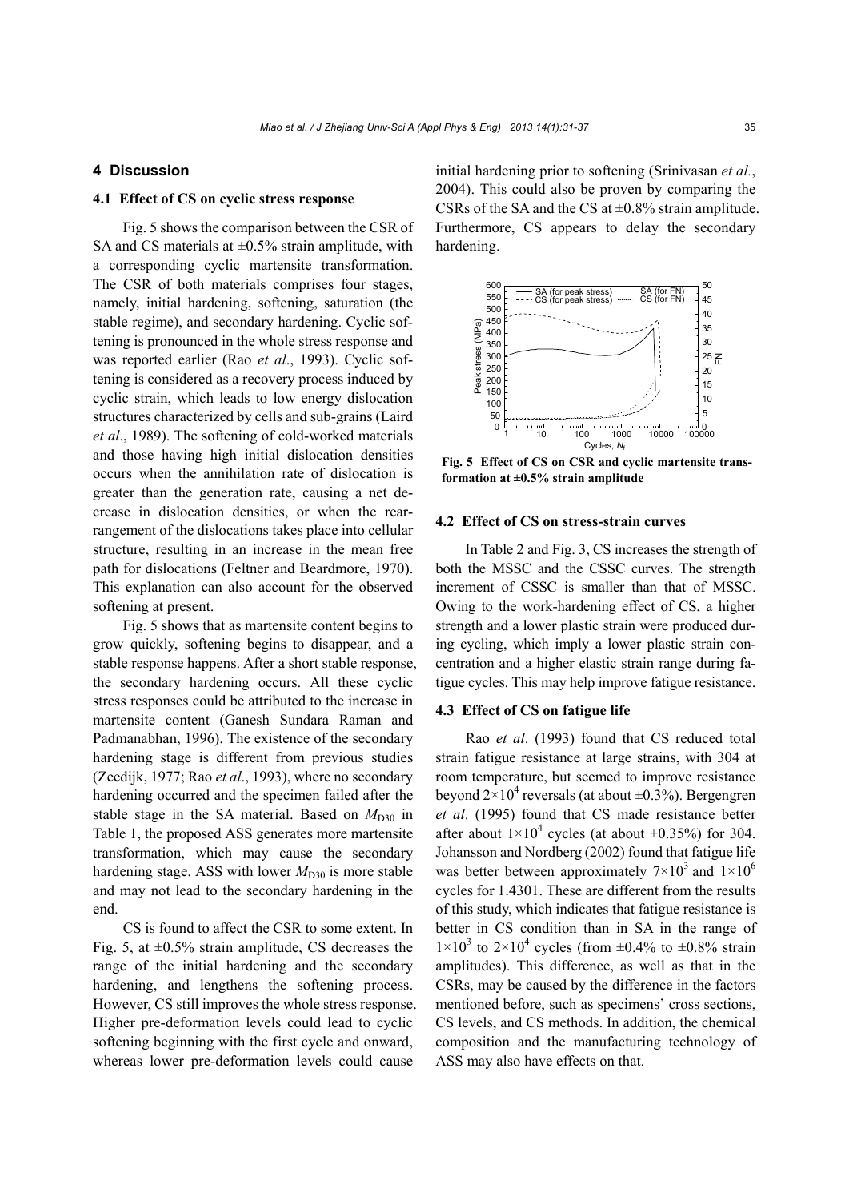## 4 Discussion

### 4.1 Effect of CS on cyclic stress response

Fig. 5 shows the comparison between the CSR of SA and CS materials at ±0.5% strain amplitude, with a corresponding cyclic martensite transformation. The CSR of both materials comprises four stages, namely, initial hardening, softening, saturation (the stable regime), and secondary hardening. Cyclic softening is pronounced in the whole stress response and was reported earlier (Rao *et al*., 1993). Cyclic softening is considered as a recovery process induced by cyclic strain, which leads to low energy dislocation structures characterized by cells and sub-grains (Laird *et al*., 1989). The softening of cold-worked materials and those having high initial dislocation densities occurs when the annihilation rate of dislocation is greater than the generation rate, causing a net decrease in dislocation densities, or when the rearrangement of the dislocations takes place into cellular structure, resulting in an increase in the mean free path for dislocations (Feltner and Beardmore, 1970). This explanation can also account for the observed softening at present.

Fig. 5 shows that as martensite content begins to grow quickly, softening begins to disappear, and a stable response happens. After a short stable response, the secondary hardening occurs. All these cyclic stress responses could be attributed to the increase in martensite content (Ganesh Sundara Raman and Padmanabhan, 1996). The existence of the secondary hardening stage is different from previous studies (Zeedijk, 1977; Rao *et al*., 1993), where no secondary hardening occurred and the specimen failed after the stable stage in the SA material. Based on $M_{D30}$ in Table 1, the proposed ASS generates more martensite transformation, which may cause the secondary hardening stage. ASS with lower $M_{D30}$ is more stable and may not lead to the secondary hardening in the end.

CS is found to affect the CSR to some extent. In Fig. 5, at ±0.5% strain amplitude, CS decreases the range of the initial hardening and the secondary hardening, and lengthens the softening process. However, CS still improves the whole stress response. Higher pre-deformation levels could lead to cyclic softening beginning with the first cycle and onward, whereas lower pre-deformation levels could cause initial hardening prior to softening (Srinivasan *et al.*, 2004). This could also be proven by comparing the CSRs of the SA and the CS at ±0.8% strain amplitude. Furthermore, CS appears to delay the secondary hardening.

**Fig. 5 Effect of CS on CSR and cyclic martensite transformation at ±0.5% strain amplitude**

### 4.2 Effect of CS on stress-strain curves

In Table 2 and Fig. 3, CS increases the strength of both the MSSC and the CSSC curves. The strength increment of CSSC is smaller than that of MSSC. Owing to the work-hardening effect of CS, a higher strength and a lower plastic strain were produced during cycling, which imply a lower plastic strain concentration and a higher elastic strain range during fatigue cycles. This may help improve fatigue resistance.

### 4.3 Effect of CS on fatigue life

Rao *et al*. (1993) found that CS reduced total strain fatigue resistance at large strains, with 304 at room temperature, but seemed to improve resistance beyond $2\times10^4$ reversals (at about ±0.3%). Bergengren *et al*. (1995) found that CS made resistance better after about $1\times10^4$ cycles (at about ±0.35%) for 304. Johansson and Nordberg (2002) found that fatigue life was better between approximately $7\times10^3$ and $1\times10^6$ cycles for 1.4301. These are different from the results of this study, which indicates that fatigue resistance is better in CS condition than in SA in the range of $1\times10^3$ to $2\times10^4$ cycles (from ±0.4% to ±0.8% strain amplitudes). This difference, as well as that in the CSRs, may be caused by the difference in the factors mentioned before, such as specimens' cross sections, CS levels, and CS methods. In addition, the chemical composition and the manufacturing technology of ASS may also have effects on that.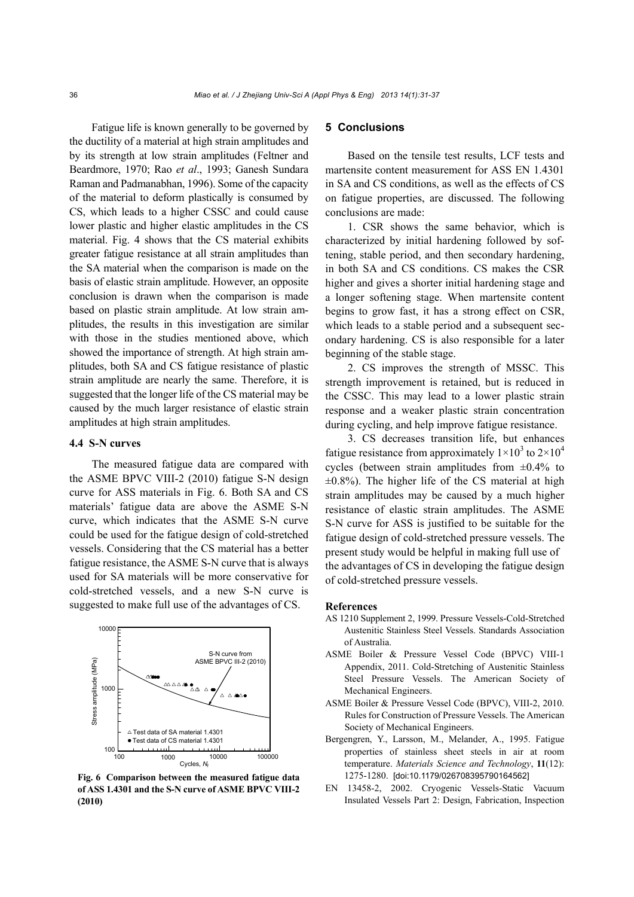Fatigue life is known generally to be governed by the ductility of a material at high strain amplitudes and by its strength at low strain amplitudes (Feltner and Beardmore, 1970; Rao *et al*., 1993; Ganesh Sundara Raman and Padmanabhan, 1996). Some of the capacity of the material to deform plastically is consumed by CS, which leads to a higher CSSC and could cause lower plastic and higher elastic amplitudes in the CS material. Fig. 4 shows that the CS material exhibits greater fatigue resistance at all strain amplitudes than the SA material when the comparison is made on the basis of elastic strain amplitude. However, an opposite conclusion is drawn when the comparison is made based on plastic strain amplitude. At low strain amplitudes, the results in this investigation are similar with those in the studies mentioned above, which showed the importance of strength. At high strain amplitudes, both SA and CS fatigue resistance of plastic strain amplitude are nearly the same. Therefore, it is suggested that the longer life of the CS material may be caused by the much larger resistance of elastic strain amplitudes at high strain amplitudes.

### 4.4 S-N curves

The measured fatigue data are compared with the ASME BPVC VIII-2 (2010) fatigue S-N design curve for ASS materials in Fig. 6. Both SA and CS materials' fatigue data are above the ASME S-N curve, which indicates that the ASME S-N curve could be used for the fatigue design of cold-stretched vessels. Considering that the CS material has a better fatigue resistance, the ASME S-N curve that is always used for SA materials will be more conservative for cold-stretched vessels, and a new S-N curve is suggested to make full use of the advantages of CS.

**Fig. 6 Comparison between the measured fatigue data of ASS 1.4301 and the S-N curve of ASME BPVC VIII-2 (2010)**

## 5 Conclusions

Based on the tensile test results, LCF tests and martensite content measurement for ASS EN 1.4301 in SA and CS conditions, as well as the effects of CS on fatigue properties, are discussed. The following conclusions are made:

1. CSR shows the same behavior, which is characterized by initial hardening followed by softening, stable period, and then secondary hardening, in both SA and CS conditions. CS makes the CSR higher and gives a shorter initial hardening stage and a longer softening stage. When martensite content begins to grow fast, it has a strong effect on CSR, which leads to a stable period and a subsequent secondary hardening. CS is also responsible for a later beginning of the stable stage.

2. CS improves the strength of MSSC. This strength improvement is retained, but is reduced in the CSSC. This may lead to a lower plastic strain response and a weaker plastic strain concentration during cycling, and help improve fatigue resistance.

3. CS decreases transition life, but enhances fatigue resistance from approximately $1\times10^3$ to $2\times10^4$ cycles (between strain amplitudes from $\pm0.4\%$ to $\pm0.8\%$). The higher life of the CS material at high strain amplitudes may be caused by a much higher resistance of elastic strain amplitudes. The ASME S-N curve for ASS is justified to be suitable for the fatigue design of cold-stretched pressure vessels. The present study would be helpful in making full use of the advantages of CS in developing the fatigue design of cold-stretched pressure vessels.

## References

AS 1210 Supplement 2, 1999. Pressure Vessels-Cold-Stretched Austenitic Stainless Steel Vessels. Standards Association of Australia.

ASME Boiler & Pressure Vessel Code (BPVC) VIII-1 Appendix, 2011. Cold-Stretching of Austenitic Stainless Steel Pressure Vessels. The American Society of Mechanical Engineers.

ASME Boiler & Pressure Vessel Code (BPVC), VIII-2, 2010. Rules for Construction of Pressure Vessels. The American Society of Mechanical Engineers.

Bergengren, Y., Larsson, M., Melander, A., 1995. Fatigue properties of stainless sheet steels in air at room temperature. *Materials Science and Technology*, **11**(12): 1275-1280. [doi:10.1179/026708395790164562]

EN 13458-2, 2002. Cryogenic Vessels-Static Vacuum Insulated Vessels Part 2: Design, Fabrication, Inspection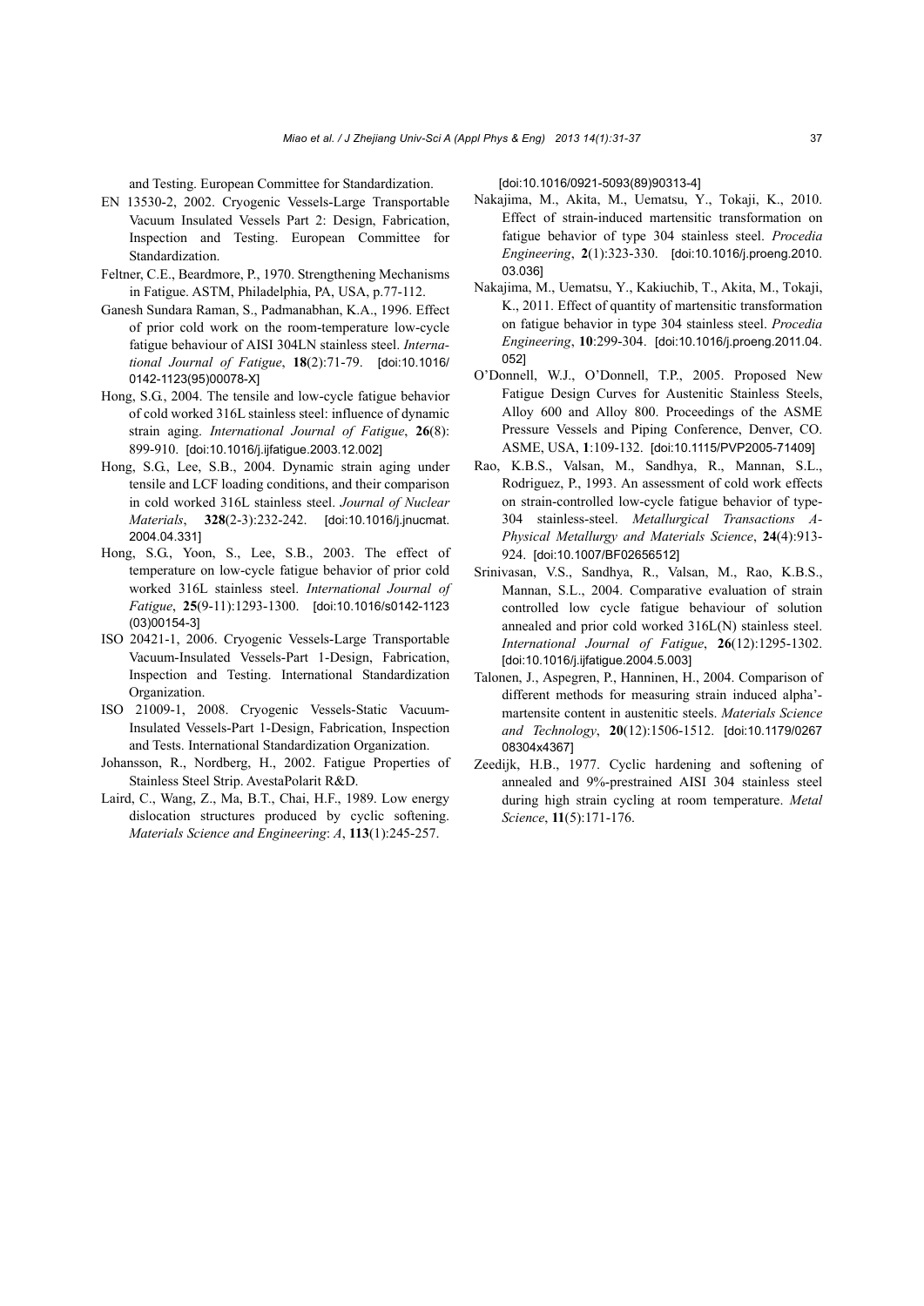and Testing. European Committee for Standardization.

EN 13530-2, 2002. Cryogenic Vessels-Large Transportable Vacuum Insulated Vessels Part 2: Design, Fabrication, Inspection and Testing. European Committee for Standardization.

Feltner, C.E., Beardmore, P., 1970. Strengthening Mechanisms in Fatigue. ASTM, Philadelphia, PA, USA, p.77-112.

Ganesh Sundara Raman, S., Padmanabhan, K.A., 1996. Effect of prior cold work on the room-temperature low-cycle fatigue behaviour of AISI 304LN stainless steel. *International Journal of Fatigue*, **18**(2):71-79. [doi:10.1016/0142-1123(95)00078-X]

Hong, S.G., 2004. The tensile and low-cycle fatigue behavior of cold worked 316L stainless steel: influence of dynamic strain aging. *International Journal of Fatigue*, **26**(8): 899-910. [doi:10.1016/j.ijfatigue.2003.12.002]

Hong, S.G., Lee, S.B., 2004. Dynamic strain aging under tensile and LCF loading conditions, and their comparison in cold worked 316L stainless steel. *Journal of Nuclear Materials*, **328**(2-3):232-242. [doi:10.1016/j.jnucmat.2004.04.331]

Hong, S.G., Yoon, S., Lee, S.B., 2003. The effect of temperature on low-cycle fatigue behavior of prior cold worked 316L stainless steel. *International Journal of Fatigue*, **25**(9-11):1293-1300. [doi:10.1016/s0142-1123(03)00154-3]

ISO 20421-1, 2006. Cryogenic Vessels-Large Transportable Vacuum-Insulated Vessels-Part 1-Design, Fabrication, Inspection and Testing. International Standardization Organization.

ISO 21009-1, 2008. Cryogenic Vessels-Static Vacuum-Insulated Vessels-Part 1-Design, Fabrication, Inspection and Tests. International Standardization Organization.

Johansson, R., Nordberg, H., 2002. Fatigue Properties of Stainless Steel Strip. AvestaPolarit R&D.

Laird, C., Wang, Z., Ma, B.T., Chai, H.F., 1989. Low energy dislocation structures produced by cyclic softening. *Materials Science and Engineering*: *A*, **113**(1):245-257. [doi:10.1016/0921-5093(89)90313-4]

Nakajima, M., Akita, M., Uematsu, Y., Tokaji, K., 2010. Effect of strain-induced martensitic transformation on fatigue behavior of type 304 stainless steel. *Procedia Engineering*, **2**(1):323-330. [doi:10.1016/j.proeng.2010.03.036]

Nakajima, M., Uematsu, Y., Kakiuchib, T., Akita, M., Tokaji, K., 2011. Effect of quantity of martensitic transformation on fatigue behavior in type 304 stainless steel. *Procedia Engineering*, **10**:299-304. [doi:10.1016/j.proeng.2011.04.052]

O'Donnell, W.J., O'Donnell, T.P., 2005. Proposed New Fatigue Design Curves for Austenitic Stainless Steels, Alloy 600 and Alloy 800. Proceedings of the ASME Pressure Vessels and Piping Conference, Denver, CO. ASME, USA, **1**:109-132. [doi:10.1115/PVP2005-71409]

Rao, K.B.S., Valsan, M., Sandhya, R., Mannan, S.L., Rodriguez, P., 1993. An assessment of cold work effects on strain-controlled low-cycle fatigue behavior of type-304 stainless-steel. *Metallurgical Transactions A-Physical Metallurgy and Materials Science*, **24**(4):913-924. [doi:10.1007/BF02656512]

Srinivasan, V.S., Sandhya, R., Valsan, M., Rao, K.B.S., Mannan, S.L., 2004. Comparative evaluation of strain controlled low cycle fatigue behaviour of solution annealed and prior cold worked 316L(N) stainless steel. *International Journal of Fatigue*, **26**(12):1295-1302. [doi:10.1016/j.ijfatigue.2004.5.003]

Talonen, J., Aspegren, P., Hanninen, H., 2004. Comparison of different methods for measuring strain induced alpha'-martensite content in austenitic steels. *Materials Science and Technology*, **20**(12):1506-1512. [doi:10.1179/026708304x4367]

Zeedijk, H.B., 1977. Cyclic hardening and softening of annealed and 9%-prestrained AISI 304 stainless steel during high strain cycling at room temperature. *Metal Science*, **11**(5):171-176.